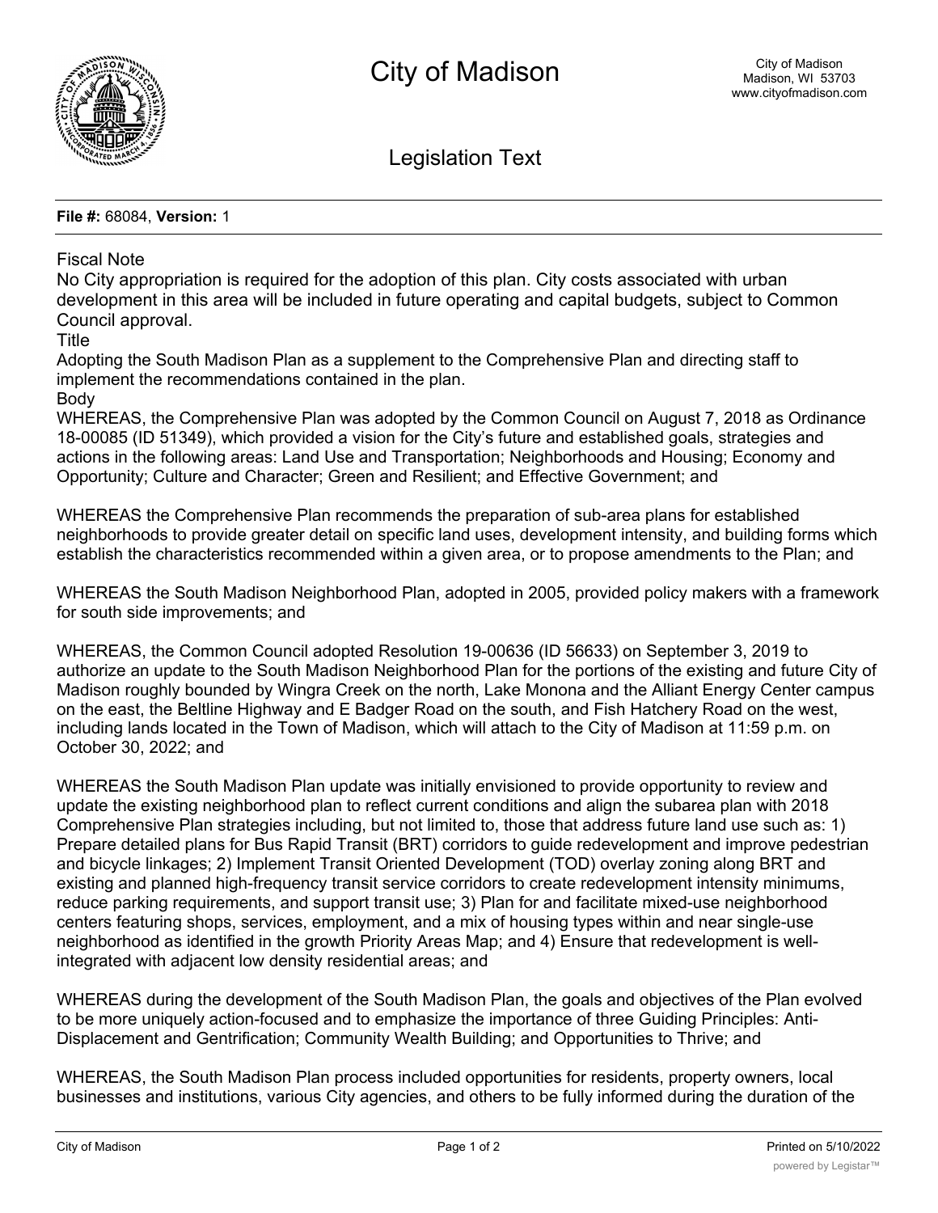# City of Madison

City of Madison
Madison, WI 53703
www.cityofmadison.com

## Legislation Text

**File #:** 68084, **Version:** 1

Fiscal Note

No City appropriation is required for the adoption of this plan. City costs associated with urban development in this area will be included in future operating and capital budgets, subject to Common Council approval.

Title

Adopting the South Madison Plan as a supplement to the Comprehensive Plan and directing staff to implement the recommendations contained in the plan.

Body

WHEREAS, the Comprehensive Plan was adopted by the Common Council on August 7, 2018 as Ordinance 18-00085 (ID 51349), which provided a vision for the City's future and established goals, strategies and actions in the following areas: Land Use and Transportation; Neighborhoods and Housing; Economy and Opportunity; Culture and Character; Green and Resilient; and Effective Government; and

WHEREAS the Comprehensive Plan recommends the preparation of sub-area plans for established neighborhoods to provide greater detail on specific land uses, development intensity, and building forms which establish the characteristics recommended within a given area, or to propose amendments to the Plan; and

WHEREAS the South Madison Neighborhood Plan, adopted in 2005, provided policy makers with a framework for south side improvements; and

WHEREAS, the Common Council adopted Resolution 19-00636 (ID 56633) on September 3, 2019 to authorize an update to the South Madison Neighborhood Plan for the portions of the existing and future City of Madison roughly bounded by Wingra Creek on the north, Lake Monona and the Alliant Energy Center campus on the east, the Beltline Highway and E Badger Road on the south, and Fish Hatchery Road on the west, including lands located in the Town of Madison, which will attach to the City of Madison at 11:59 p.m. on October 30, 2022; and

WHEREAS the South Madison Plan update was initially envisioned to provide opportunity to review and update the existing neighborhood plan to reflect current conditions and align the subarea plan with 2018 Comprehensive Plan strategies including, but not limited to, those that address future land use such as: 1) Prepare detailed plans for Bus Rapid Transit (BRT) corridors to guide redevelopment and improve pedestrian and bicycle linkages; 2) Implement Transit Oriented Development (TOD) overlay zoning along BRT and existing and planned high-frequency transit service corridors to create redevelopment intensity minimums, reduce parking requirements, and support transit use; 3) Plan for and facilitate mixed-use neighborhood centers featuring shops, services, employment, and a mix of housing types within and near single-use neighborhood as identified in the growth Priority Areas Map; and 4) Ensure that redevelopment is well-integrated with adjacent low density residential areas; and

WHEREAS during the development of the South Madison Plan, the goals and objectives of the Plan evolved to be more uniquely action-focused and to emphasize the importance of three Guiding Principles: Anti-Displacement and Gentrification; Community Wealth Building; and Opportunities to Thrive; and

WHEREAS, the South Madison Plan process included opportunities for residents, property owners, local businesses and institutions, various City agencies, and others to be fully informed during the duration of the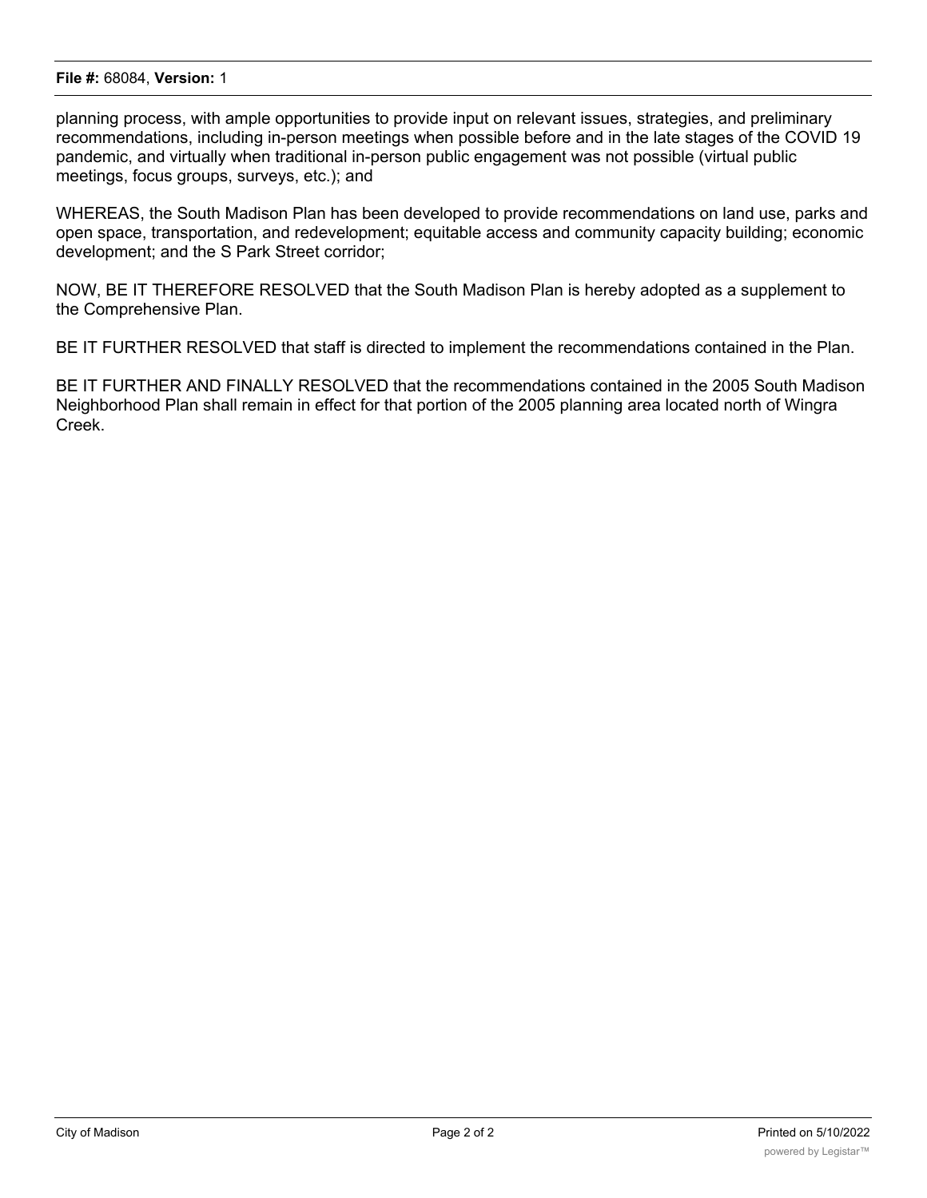planning process, with ample opportunities to provide input on relevant issues, strategies, and preliminary recommendations, including in-person meetings when possible before and in the late stages of the COVID 19 pandemic, and virtually when traditional in-person public engagement was not possible (virtual public meetings, focus groups, surveys, etc.); and

WHEREAS, the South Madison Plan has been developed to provide recommendations on land use, parks and open space, transportation, and redevelopment; equitable access and community capacity building; economic development; and the S Park Street corridor;

NOW, BE IT THEREFORE RESOLVED that the South Madison Plan is hereby adopted as a supplement to the Comprehensive Plan.

BE IT FURTHER RESOLVED that staff is directed to implement the recommendations contained in the Plan.

BE IT FURTHER AND FINALLY RESOLVED that the recommendations contained in the 2005 South Madison Neighborhood Plan shall remain in effect for that portion of the 2005 planning area located north of Wingra Creek.